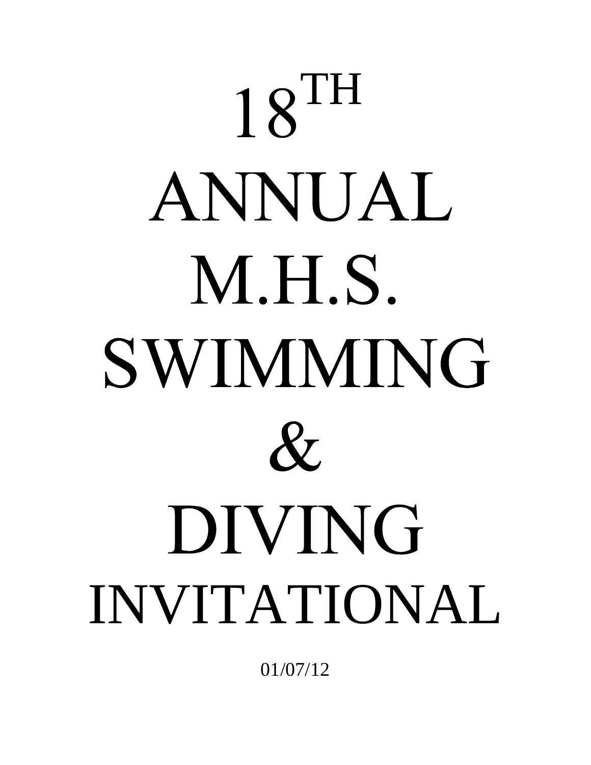# 18TH ANNUAL M.H.S. SWIMMING & DIVING INVITATIONAL

01/07/12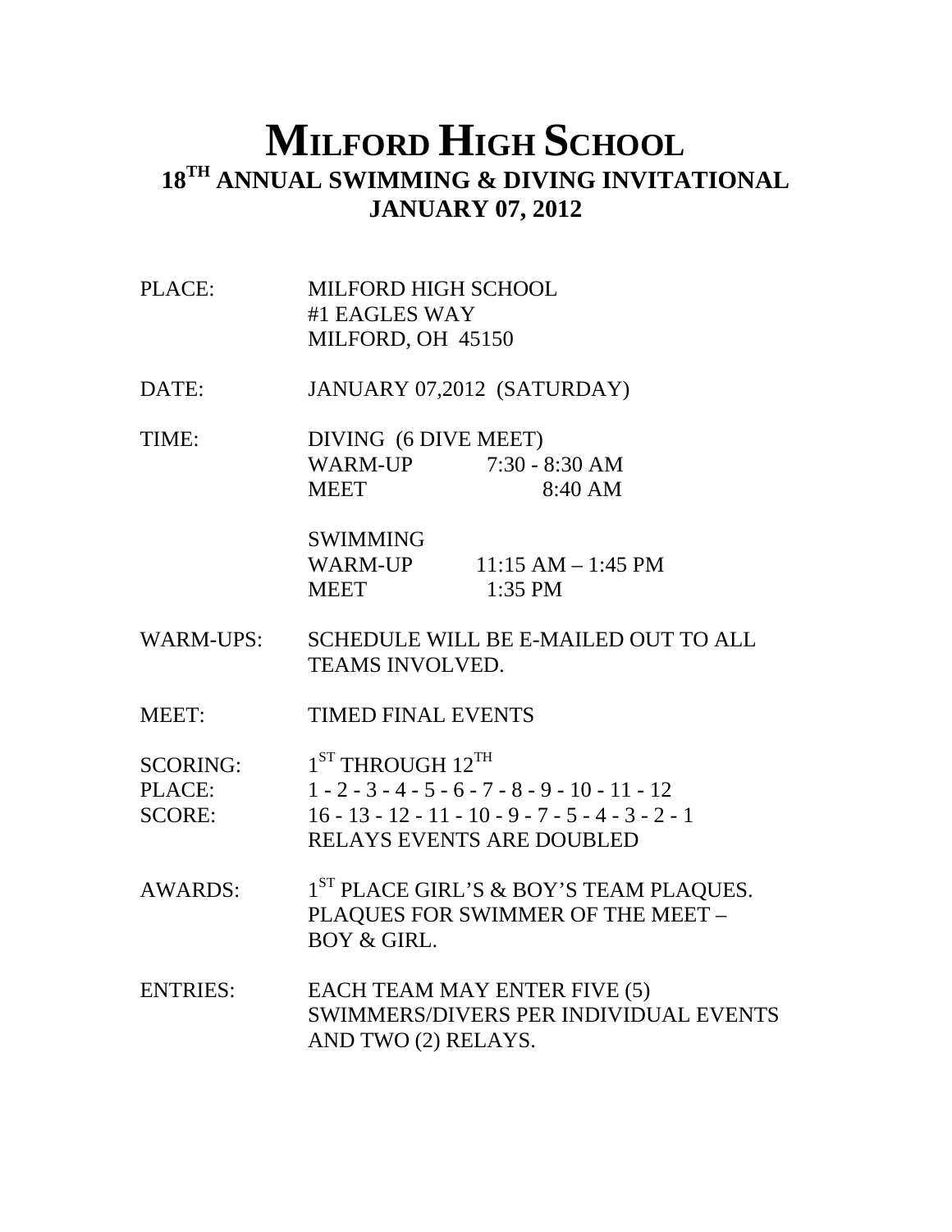# MILFORD HIGH SCHOOL

## 18TH ANNUAL SWIMMING & DIVING INVITATIONAL

## JANUARY 07, 2012

PLACE: MILFORD HIGH SCHOOL
#1 EAGLES WAY
MILFORD, OH 45150

DATE: JANUARY 07,2012 (SATURDAY)

TIME: DIVING (6 DIVE MEET)
WARM-UP 7:30 - 8:30 AM
MEET 8:40 AM

SWIMMING
WARM-UP 11:15 AM – 1:45 PM
MEET 1:35 PM

WARM-UPS: SCHEDULE WILL BE E-MAILED OUT TO ALL TEAMS INVOLVED.

MEET: TIMED FINAL EVENTS

SCORING: 1ST THROUGH 12TH
PLACE: 1 - 2 - 3 - 4 - 5 - 6 - 7 - 8 - 9 - 10 - 11 - 12
SCORE: 16 - 13 - 12 - 11 - 10 - 9 - 7 - 5 - 4 - 3 - 2 - 1
RELAYS EVENTS ARE DOUBLED

AWARDS: 1ST PLACE GIRL'S & BOY'S TEAM PLAQUES.
PLAQUES FOR SWIMMER OF THE MEET – BOY & GIRL.

ENTRIES: EACH TEAM MAY ENTER FIVE (5) SWIMMERS/DIVERS PER INDIVIDUAL EVENTS AND TWO (2) RELAYS.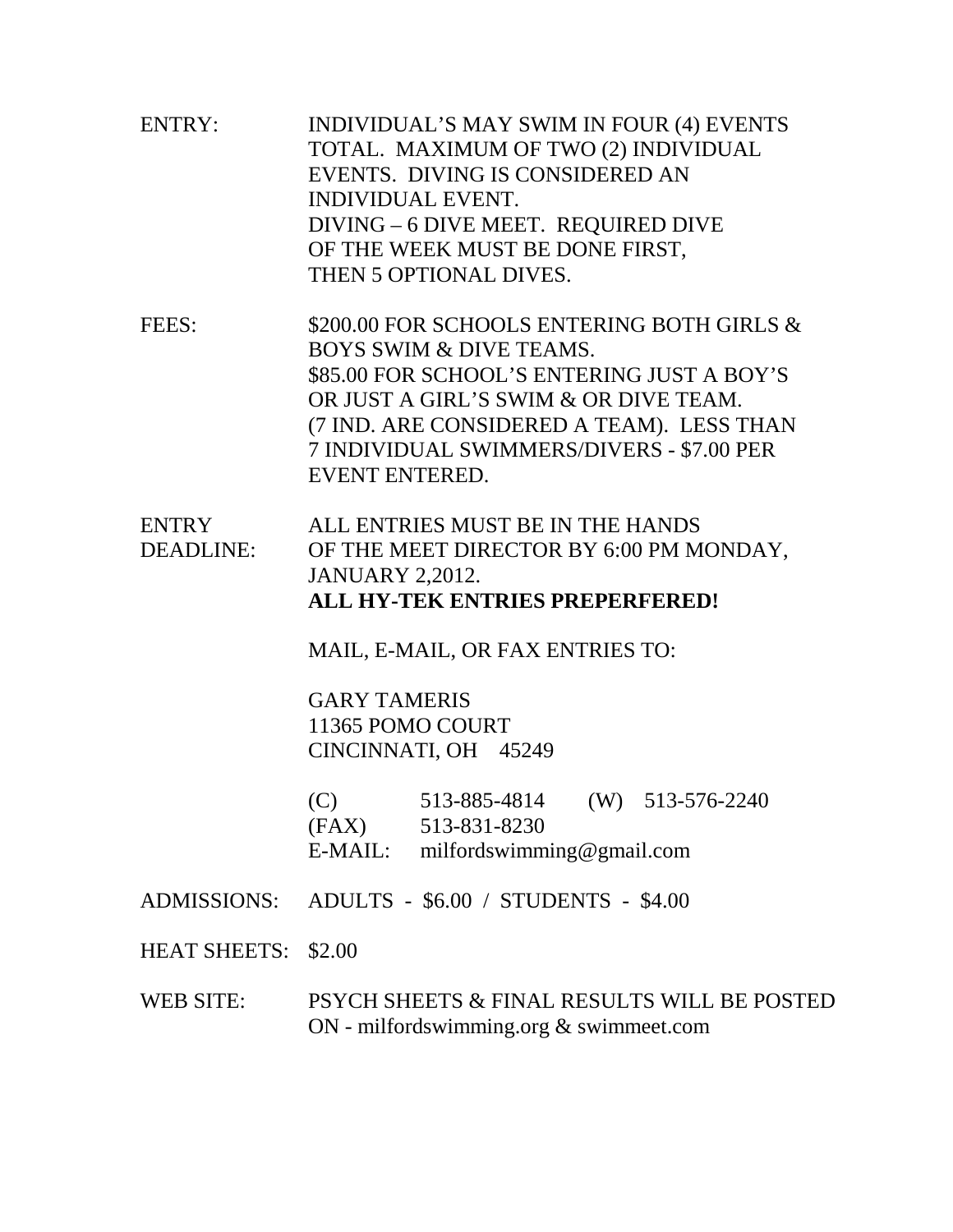ENTRY: INDIVIDUAL'S MAY SWIM IN FOUR (4) EVENTS TOTAL. MAXIMUM OF TWO (2) INDIVIDUAL EVENTS. DIVING IS CONSIDERED AN INDIVIDUAL EVENT.
DIVING – 6 DIVE MEET. REQUIRED DIVE OF THE WEEK MUST BE DONE FIRST, THEN 5 OPTIONAL DIVES.

FEES: $200.00 FOR SCHOOLS ENTERING BOTH GIRLS & BOYS SWIM & DIVE TEAMS.
$85.00 FOR SCHOOL'S ENTERING JUST A BOY'S OR JUST A GIRL'S SWIM & OR DIVE TEAM. (7 IND. ARE CONSIDERED A TEAM). LESS THAN 7 INDIVIDUAL SWIMMERS/DIVERS - $7.00 PER EVENT ENTERED.

ENTRY DEADLINE: ALL ENTRIES MUST BE IN THE HANDS OF THE MEET DIRECTOR BY 6:00 PM MONDAY, JANUARY 2,2012.
**ALL HY-TEK ENTRIES PREPERFERED!**

MAIL, E-MAIL, OR FAX ENTRIES TO:

GARY TAMERIS
11365 POMO COURT
CINCINNATI, OH 45249

(C) 513-885-4814 (W) 513-576-2240
(FAX) 513-831-8230
E-MAIL: milfordswimming@gmail.com

ADMISSIONS: ADULTS - $6.00 / STUDENTS - $4.00

HEAT SHEETS: $2.00

WEB SITE: PSYCH SHEETS & FINAL RESULTS WILL BE POSTED ON - milfordswimming.org & swimmeet.com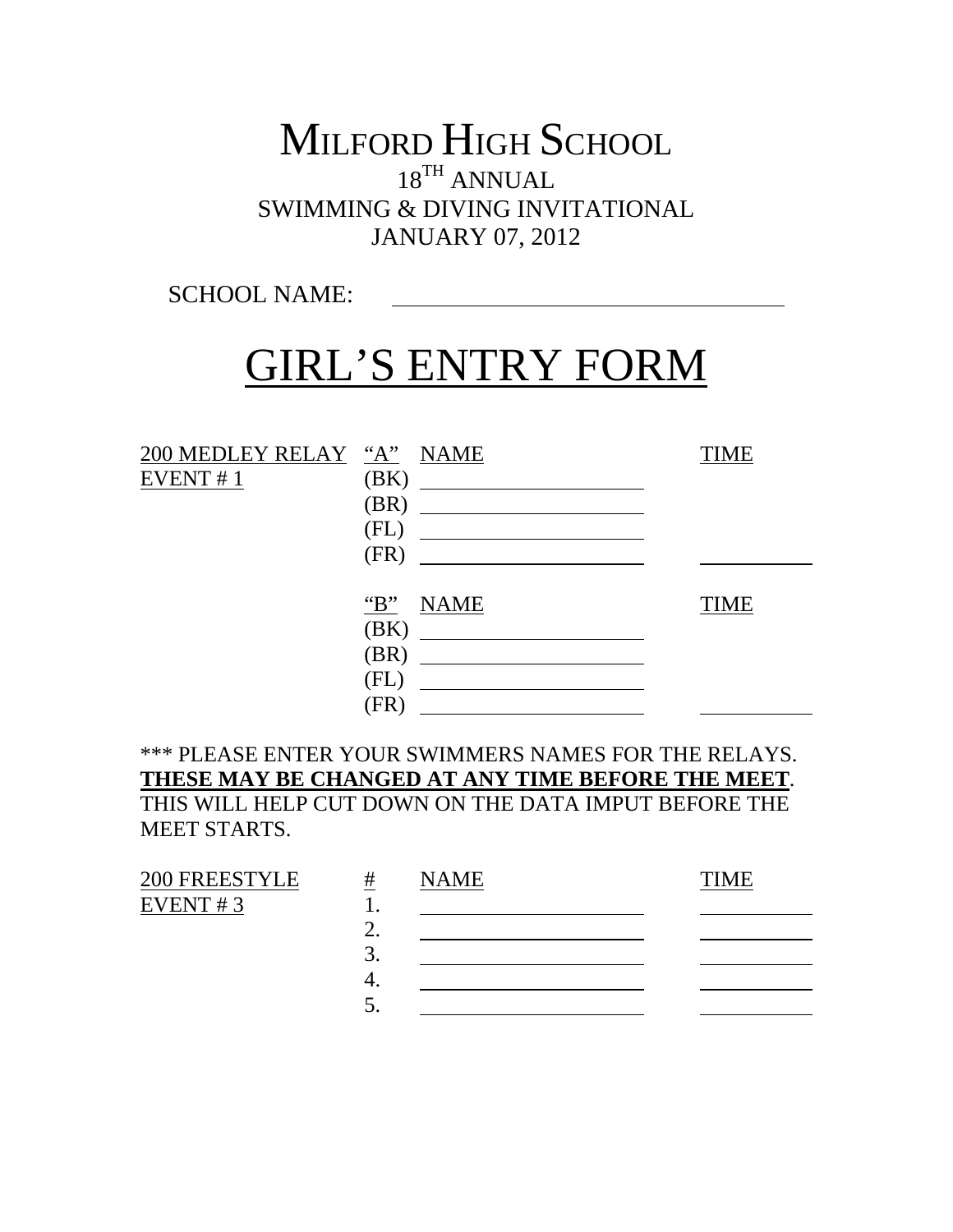# MILFORD HIGH SCHOOL

18TH ANNUAL
SWIMMING & DIVING INVITATIONAL
JANUARY 07, 2012

SCHOOL NAME: ______________________________

# GIRL'S ENTRY FORM

| 200 MEDLEY RELAY | "A" | NAME | TIME |
|---|---|---|---|
| EVENT # 1 | (BK) | __________ | |
| | (BR) | __________ | |
| | (FL) | __________ | |
| | (FR) | __________ | __________ |
| | "B" | NAME | TIME |
| | (BK) | __________ | |
| | (BR) | __________ | |
| | (FL) | __________ | |
| | (FR) | __________ | __________ |

*** PLEASE ENTER YOUR SWIMMERS NAMES FOR THE RELAYS. **THESE MAY BE CHANGED AT ANY TIME BEFORE THE MEET**. THIS WILL HELP CUT DOWN ON THE DATA IMPUT BEFORE THE MEET STARTS.

| 200 FREESTYLE | # | NAME | TIME |
|---|---|---|---|
| EVENT # 3 | 1. | __________ | __________ |
| | 2. | __________ | __________ |
| | 3. | __________ | __________ |
| | 4. | __________ | __________ |
| | 5. | __________ | __________ |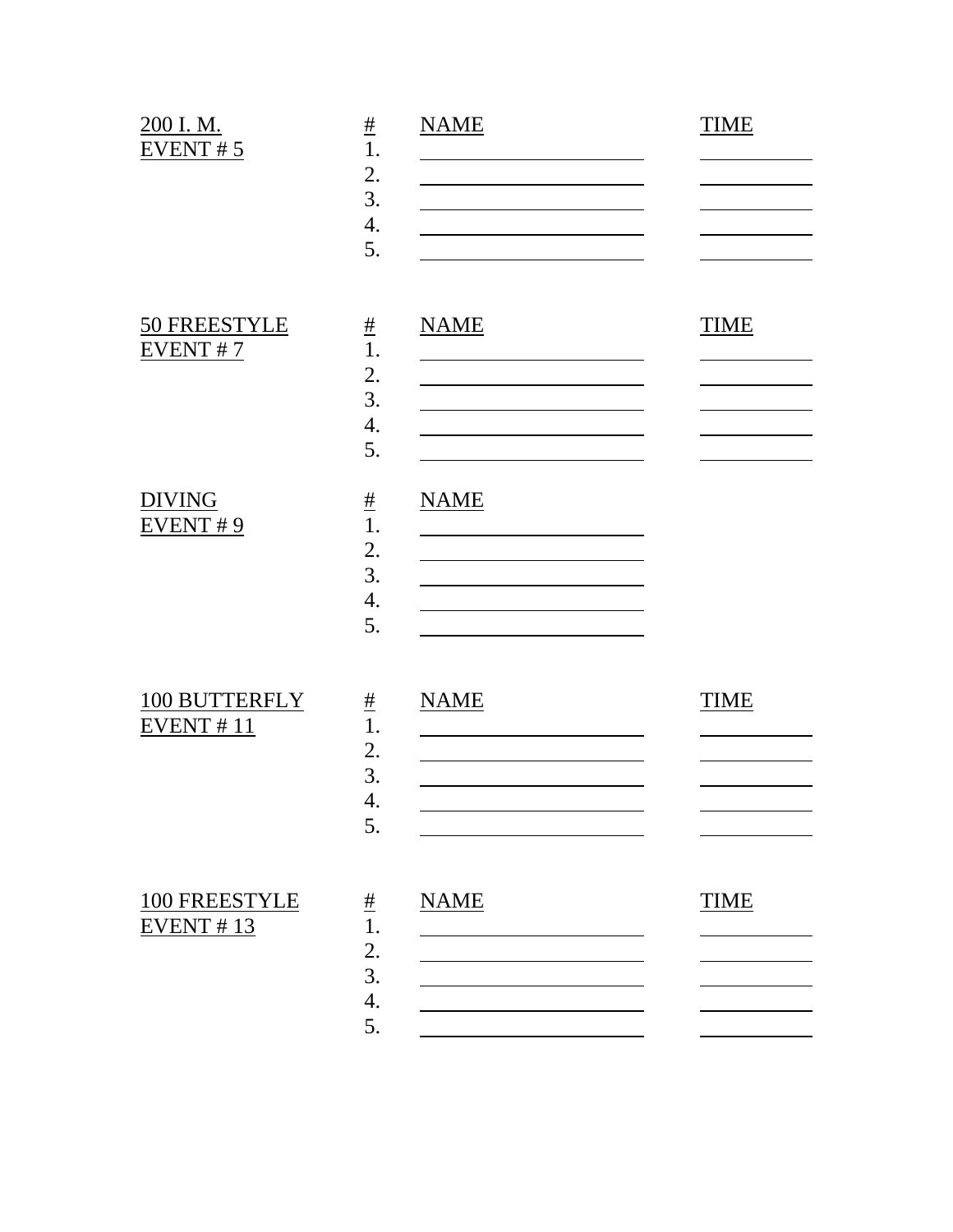**200 I. M.**
**EVENT # 5**

| # | NAME | TIME |
|---|---|---|
| 1. | | |
| 2. | | |
| 3. | | |
| 4. | | |
| 5. | | |

**50 FREESTYLE**
**EVENT # 7**

| # | NAME | TIME |
|---|---|---|
| 1. | | |
| 2. | | |
| 3. | | |
| 4. | | |
| 5. | | |

**DIVING**
**EVENT # 9**

| # | NAME |
|---|---|
| 1. | |
| 2. | |
| 3. | |
| 4. | |
| 5. | |

**100 BUTTERFLY**
**EVENT # 11**

| # | NAME | TIME |
|---|---|---|
| 1. | | |
| 2. | | |
| 3. | | |
| 4. | | |
| 5. | | |

**100 FREESTYLE**
**EVENT # 13**

| # | NAME | TIME |
|---|---|---|
| 1. | | |
| 2. | | |
| 3. | | |
| 4. | | |
| 5. | | |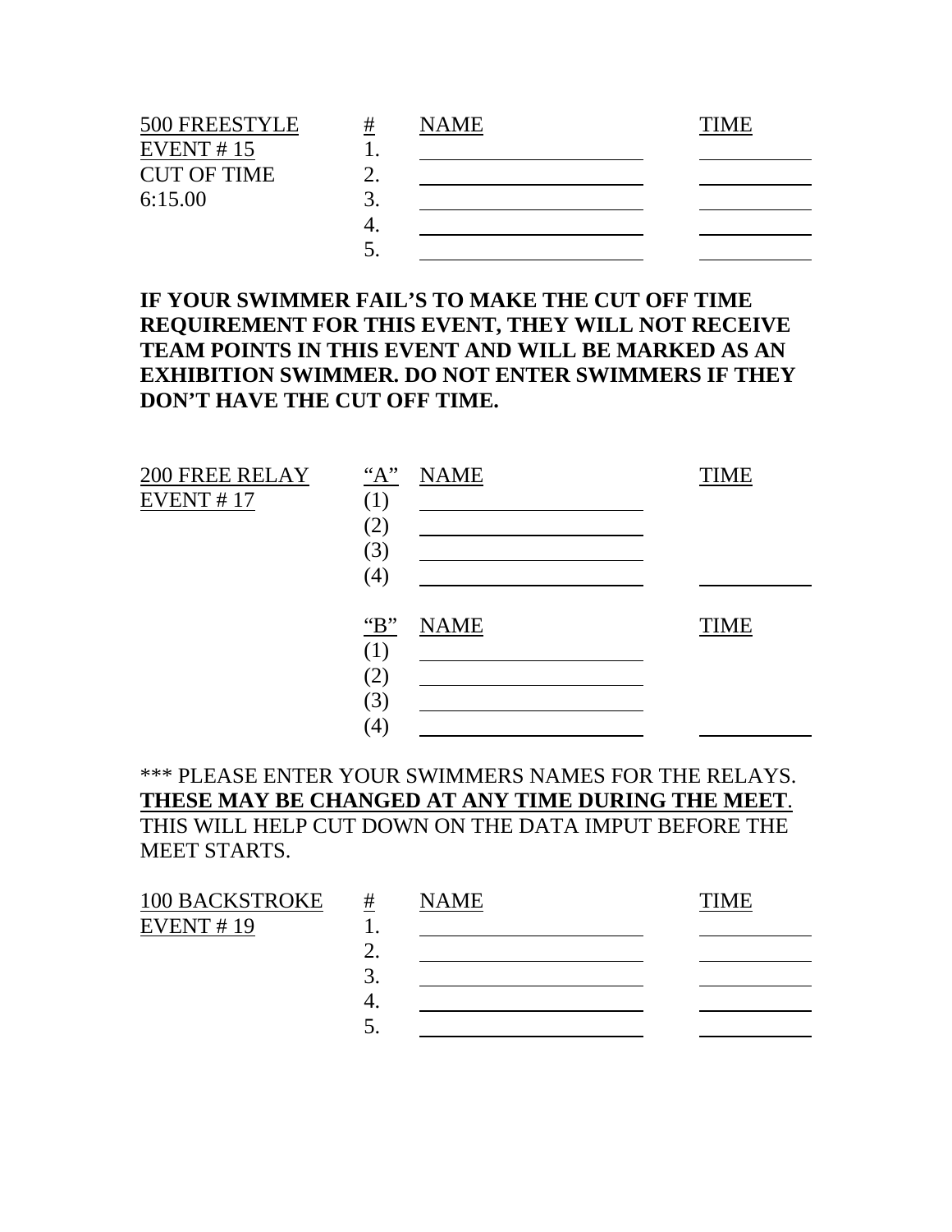| 500 FREESTYLE | # | NAME | TIME |
|---|---|---|---|
| EVENT # 15 | 1. | | |
| CUT OF TIME | 2. | | |
| 6:15.00 | 3. | | |
| | 4. | | |
| | 5. | | |

**IF YOUR SWIMMER FAIL'S TO MAKE THE CUT OFF TIME REQUIREMENT FOR THIS EVENT, THEY WILL NOT RECEIVE TEAM POINTS IN THIS EVENT AND WILL BE MARKED AS AN EXHIBITION SWIMMER. DO NOT ENTER SWIMMERS IF THEY DON'T HAVE THE CUT OFF TIME.**

| 200 FREE RELAY | "A" | NAME | TIME |
|---|---|---|---|
| EVENT # 17 | (1) | | |
| | (2) | | |
| | (3) | | |
| | (4) | | |
| | "B" | NAME | TIME |
| | (1) | | |
| | (2) | | |
| | (3) | | |
| | (4) | | |

*** PLEASE ENTER YOUR SWIMMERS NAMES FOR THE RELAYS. **THESE MAY BE CHANGED AT ANY TIME DURING THE MEET**. THIS WILL HELP CUT DOWN ON THE DATA IMPUT BEFORE THE MEET STARTS.

| 100 BACKSTROKE | # | NAME | TIME |
|---|---|---|---|
| EVENT # 19 | 1. | | |
| | 2. | | |
| | 3. | | |
| | 4. | | |
| | 5. | | |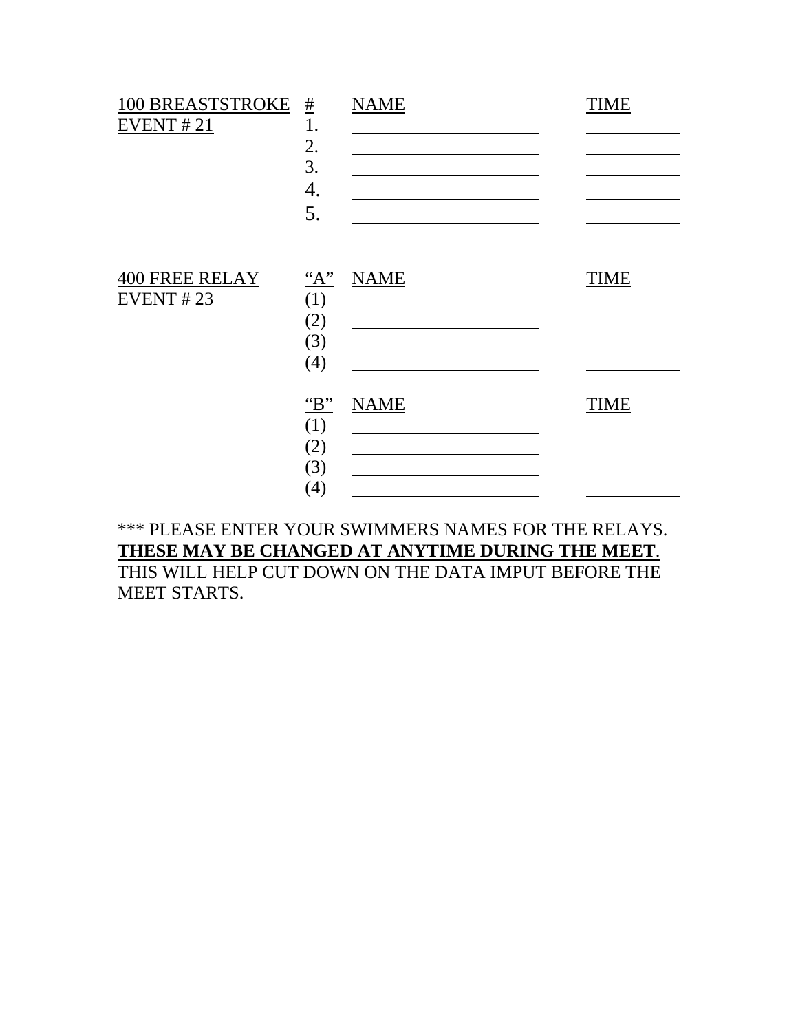| 100 BREASTSTROKE | # | NAME | TIME |
|---|---|---|---|
| EVENT # 21 | 1. | \_\_\_\_\_\_\_\_\_\_\_\_\_\_\_\_\_\_\_\_ | \_\_\_\_\_\_\_\_\_\_ |
| | 2. | \_\_\_\_\_\_\_\_\_\_\_\_\_\_\_\_\_\_\_\_ | \_\_\_\_\_\_\_\_\_\_ |
| | 3. | \_\_\_\_\_\_\_\_\_\_\_\_\_\_\_\_\_\_\_\_ | \_\_\_\_\_\_\_\_\_\_ |
| | 4. | \_\_\_\_\_\_\_\_\_\_\_\_\_\_\_\_\_\_\_\_ | \_\_\_\_\_\_\_\_\_\_ |
| | 5. | \_\_\_\_\_\_\_\_\_\_\_\_\_\_\_\_\_\_\_\_ | \_\_\_\_\_\_\_\_\_\_ |

| 400 FREE RELAY | "A" | NAME | TIME |
|---|---|---|---|
| EVENT # 23 | (1) | \_\_\_\_\_\_\_\_\_\_\_\_\_\_\_\_\_\_\_\_ | |
| | (2) | \_\_\_\_\_\_\_\_\_\_\_\_\_\_\_\_\_\_\_\_ | |
| | (3) | \_\_\_\_\_\_\_\_\_\_\_\_\_\_\_\_\_\_\_\_ | |
| | (4) | \_\_\_\_\_\_\_\_\_\_\_\_\_\_\_\_\_\_\_\_ | \_\_\_\_\_\_\_\_\_\_ |
| | "B" | NAME | TIME |
| | (1) | \_\_\_\_\_\_\_\_\_\_\_\_\_\_\_\_\_\_\_\_ | |
| | (2) | \_\_\_\_\_\_\_\_\_\_\_\_\_\_\_\_\_\_\_\_ | |
| | (3) | \_\_\_\_\_\_\_\_\_\_\_\_\_\_\_\_\_\_\_\_ | |
| | (4) | \_\_\_\_\_\_\_\_\_\_\_\_\_\_\_\_\_\_\_\_ | \_\_\_\_\_\_\_\_\_\_ |

*** PLEASE ENTER YOUR SWIMMERS NAMES FOR THE RELAYS. **THESE MAY BE CHANGED AT ANYTIME DURING THE MEET**. THIS WILL HELP CUT DOWN ON THE DATA IMPUT BEFORE THE MEET STARTS.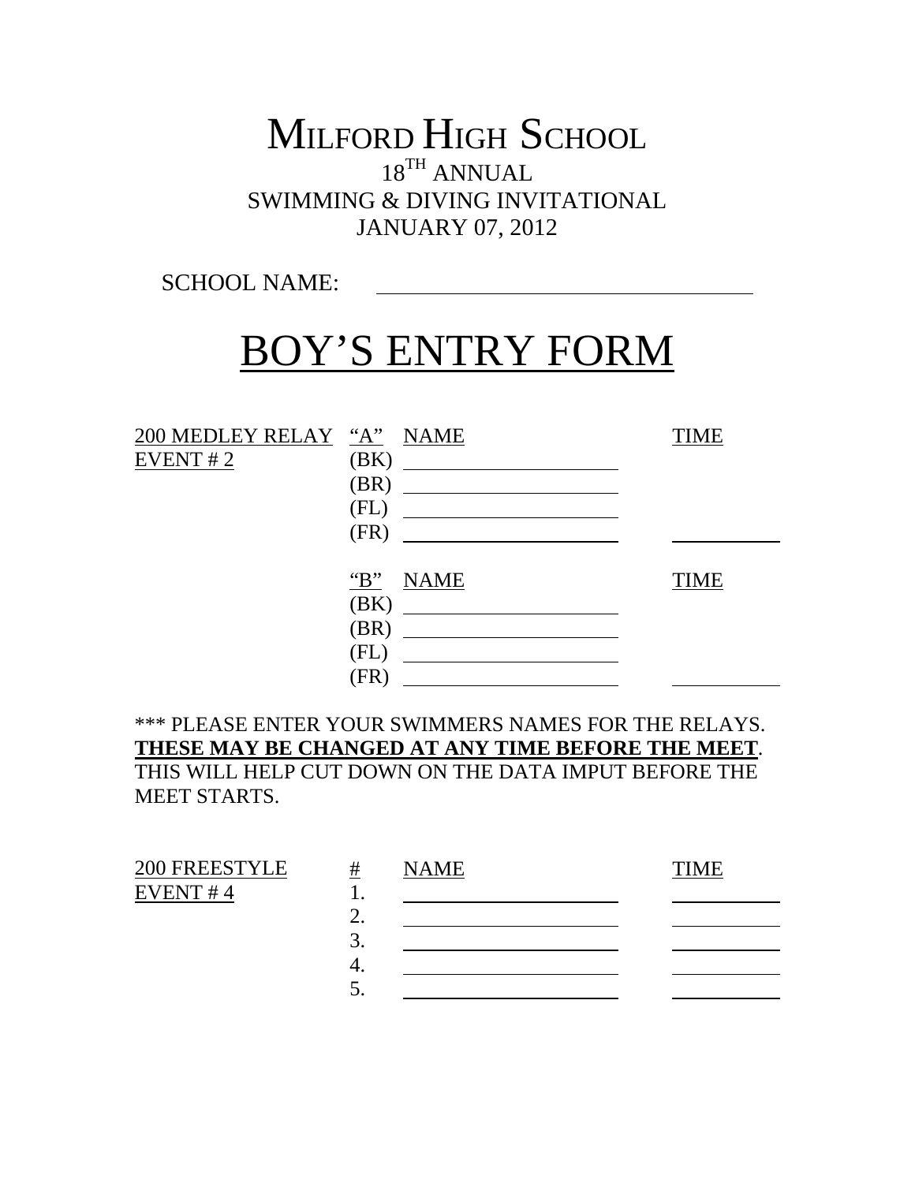# MILFORD HIGH SCHOOL

18TH ANNUAL
SWIMMING & DIVING INVITATIONAL
JANUARY 07, 2012

SCHOOL NAME: ________________________________

# BOY'S ENTRY FORM

| 200 MEDLEY RELAY | "A" | NAME | TIME |
|---|---|---|---|
| EVENT # 2 | (BK) | ____________________ | |
| | (BR) | ____________________ | |
| | (FL) | ____________________ | |
| | (FR) | ____________________ | __________ |
| | "B" | NAME | TIME |
| | (BK) | ____________________ | |
| | (BR) | ____________________ | |
| | (FL) | ____________________ | |
| | (FR) | ____________________ | __________ |

*** PLEASE ENTER YOUR SWIMMERS NAMES FOR THE RELAYS. **THESE MAY BE CHANGED AT ANY TIME BEFORE THE MEET**. THIS WILL HELP CUT DOWN ON THE DATA IMPUT BEFORE THE MEET STARTS.

| 200 FREESTYLE | # | NAME | TIME |
|---|---|---|---|
| EVENT # 4 | 1. | ____________________ | __________ |
| | 2. | ____________________ | __________ |
| | 3. | ____________________ | __________ |
| | 4. | ____________________ | __________ |
| | 5. | ____________________ | __________ |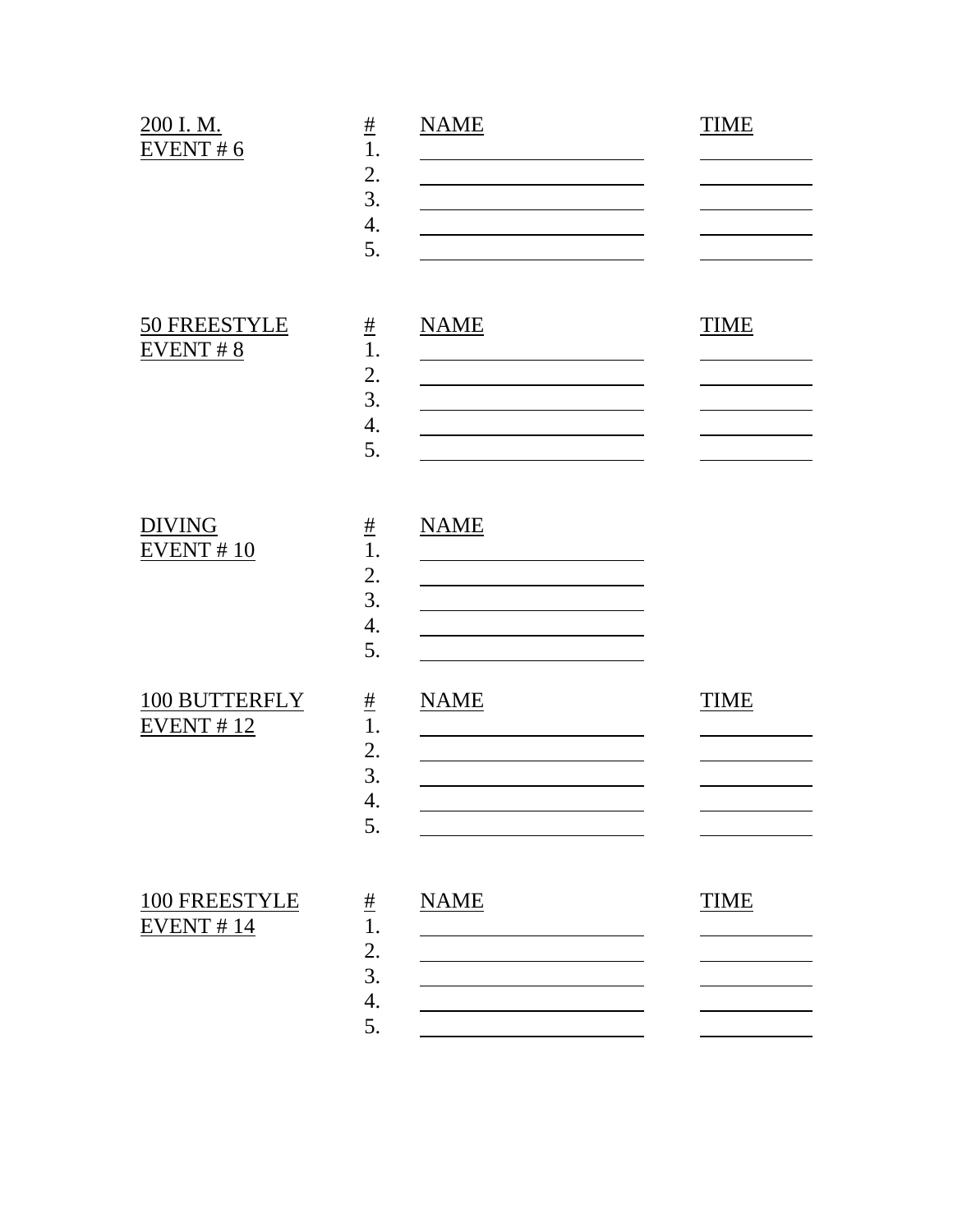**200 I. M.**
**EVENT # 6**

| # | NAME | TIME |
| --- | --- | --- |
| 1. | | |
| 2. | | |
| 3. | | |
| 4. | | |
| 5. | | |

**50 FREESTYLE**
**EVENT # 8**

| # | NAME | TIME |
| --- | --- | --- |
| 1. | | |
| 2. | | |
| 3. | | |
| 4. | | |
| 5. | | |

**DIVING**
**EVENT # 10**

| # | NAME |
| --- | --- |
| 1. | |
| 2. | |
| 3. | |
| 4. | |
| 5. | |

**100 BUTTERFLY**
**EVENT # 12**

| # | NAME | TIME |
| --- | --- | --- |
| 1. | | |
| 2. | | |
| 3. | | |
| 4. | | |
| 5. | | |

**100 FREESTYLE**
**EVENT # 14**

| # | NAME | TIME |
| --- | --- | --- |
| 1. | | |
| 2. | | |
| 3. | | |
| 4. | | |
| 5. | | |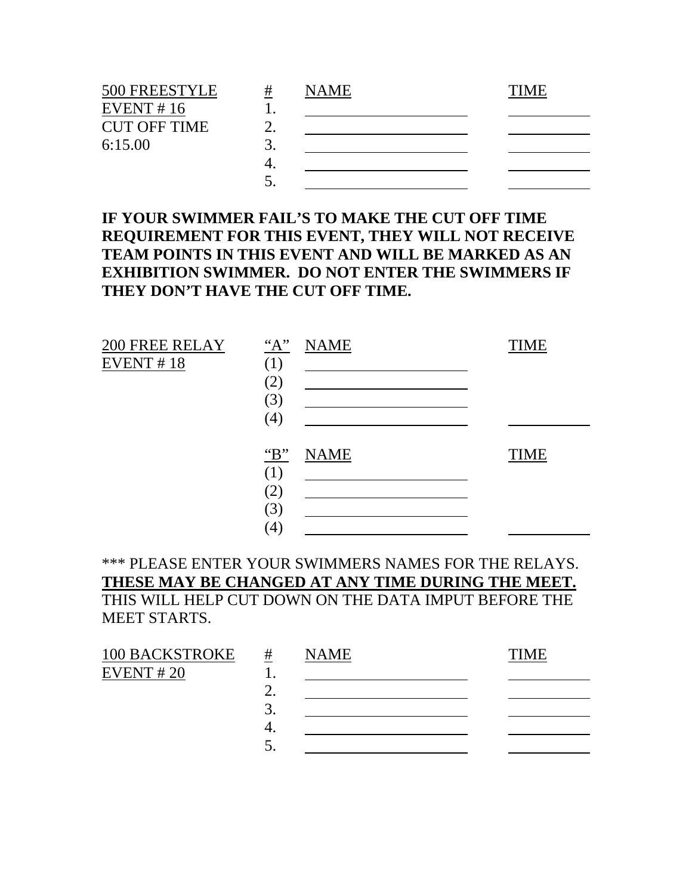| 500 FREESTYLE | # | NAME | TIME |
|---|---|---|---|
| EVENT # 16 | 1. | | |
| CUT OFF TIME | 2. | | |
| 6:15.00 | 3. | | |
| | 4. | | |
| | 5. | | |

**IF YOUR SWIMMER FAIL'S TO MAKE THE CUT OFF TIME REQUIREMENT FOR THIS EVENT, THEY WILL NOT RECEIVE TEAM POINTS IN THIS EVENT AND WILL BE MARKED AS AN EXHIBITION SWIMMER. DO NOT ENTER THE SWIMMERS IF THEY DON'T HAVE THE CUT OFF TIME.**

| 200 FREE RELAY | "A" | NAME | TIME |
|---|---|---|---|
| EVENT # 18 | (1) | | |
| | (2) | | |
| | (3) | | |
| | (4) | | |
| | "B" | NAME | TIME |
| | (1) | | |
| | (2) | | |
| | (3) | | |
| | (4) | | |

*** PLEASE ENTER YOUR SWIMMERS NAMES FOR THE RELAYS. **THESE MAY BE CHANGED AT ANY TIME DURING THE MEET.** THIS WILL HELP CUT DOWN ON THE DATA IMPUT BEFORE THE MEET STARTS.

| 100 BACKSTROKE | # | NAME | TIME |
|---|---|---|---|
| EVENT # 20 | 1. | | |
| | 2. | | |
| | 3. | | |
| | 4. | | |
| | 5. | | |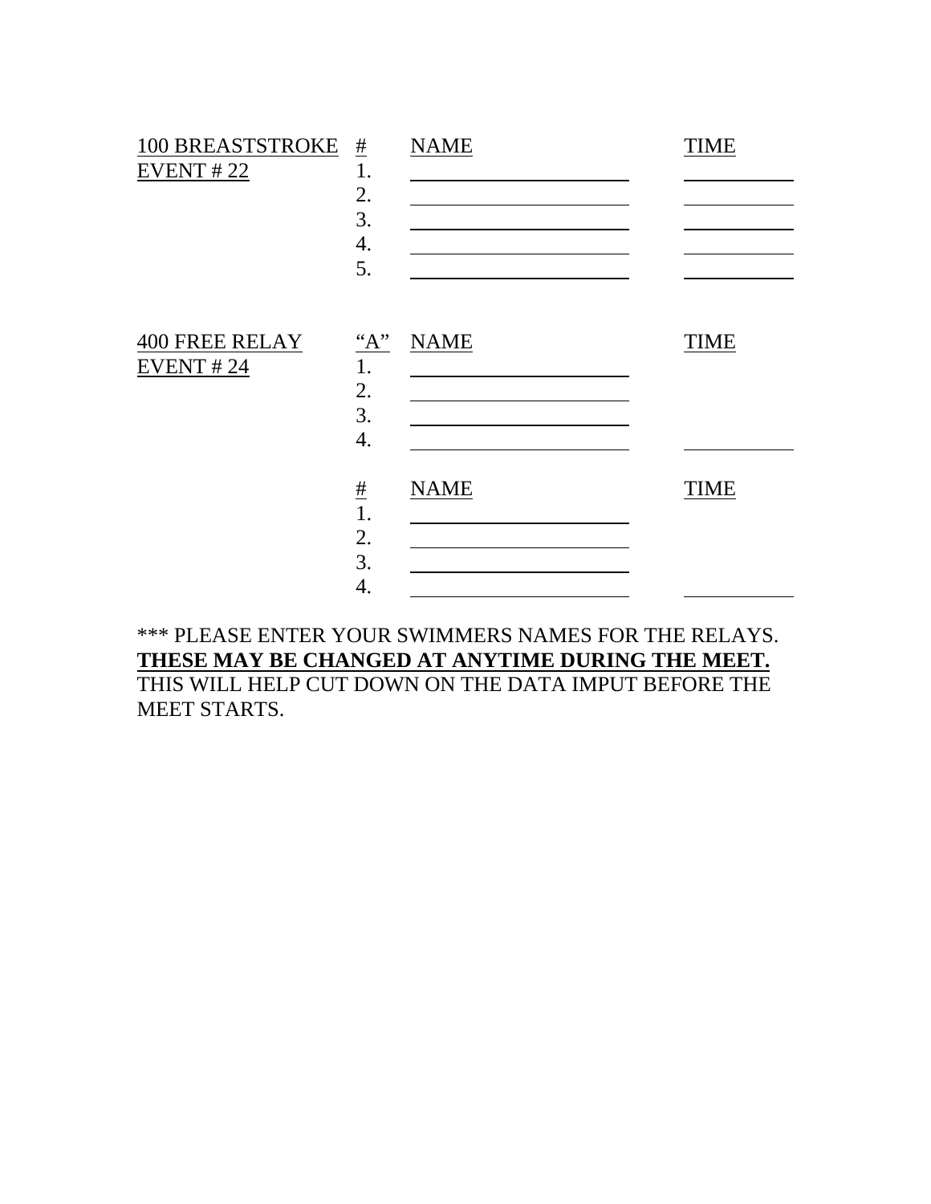| 100 BREASTSTROKE | # | NAME | TIME |
|---|---|---|---|
| EVENT # 22 | 1. | ______________________ | __________ |
| | 2. | ______________________ | __________ |
| | 3. | ______________________ | __________ |
| | 4. | ______________________ | __________ |
| | 5. | ______________________ | __________ |

| 400 FREE RELAY | "A" | NAME | TIME |
|---|---|---|---|
| EVENT # 24 | 1. | ______________________ | |
| | 2. | ______________________ | |
| | 3. | ______________________ | |
| | 4. | ______________________ | __________ |
| | # | NAME | TIME |
| | 1. | ______________________ | |
| | 2. | ______________________ | |
| | 3. | ______________________ | |
| | 4. | ______________________ | __________ |

*** PLEASE ENTER YOUR SWIMMERS NAMES FOR THE RELAYS. **THESE MAY BE CHANGED AT ANYTIME DURING THE MEET.** THIS WILL HELP CUT DOWN ON THE DATA IMPUT BEFORE THE MEET STARTS.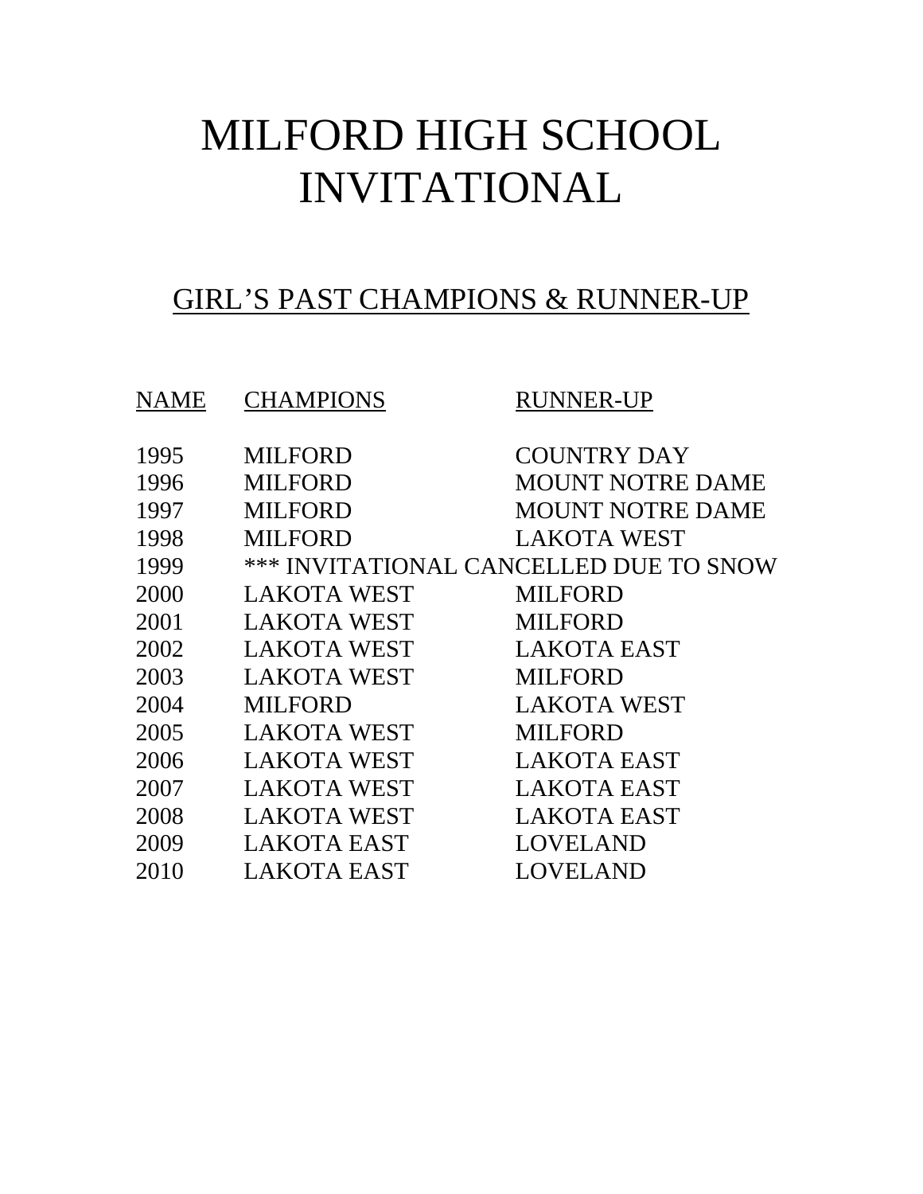# MILFORD HIGH SCHOOL INVITATIONAL

## GIRL'S PAST CHAMPIONS & RUNNER-UP

| NAME | CHAMPIONS | RUNNER-UP |
| --- | --- | --- |
| 1995 | MILFORD | COUNTRY DAY |
| 1996 | MILFORD | MOUNT NOTRE DAME |
| 1997 | MILFORD | MOUNT NOTRE DAME |
| 1998 | MILFORD | LAKOTA WEST |
| 1999 | *** INVITATIONAL CANCELLED DUE TO SNOW | |
| 2000 | LAKOTA WEST | MILFORD |
| 2001 | LAKOTA WEST | MILFORD |
| 2002 | LAKOTA WEST | LAKOTA EAST |
| 2003 | LAKOTA WEST | MILFORD |
| 2004 | MILFORD | LAKOTA WEST |
| 2005 | LAKOTA WEST | MILFORD |
| 2006 | LAKOTA WEST | LAKOTA EAST |
| 2007 | LAKOTA WEST | LAKOTA EAST |
| 2008 | LAKOTA WEST | LAKOTA EAST |
| 2009 | LAKOTA EAST | LOVELAND |
| 2010 | LAKOTA EAST | LOVELAND |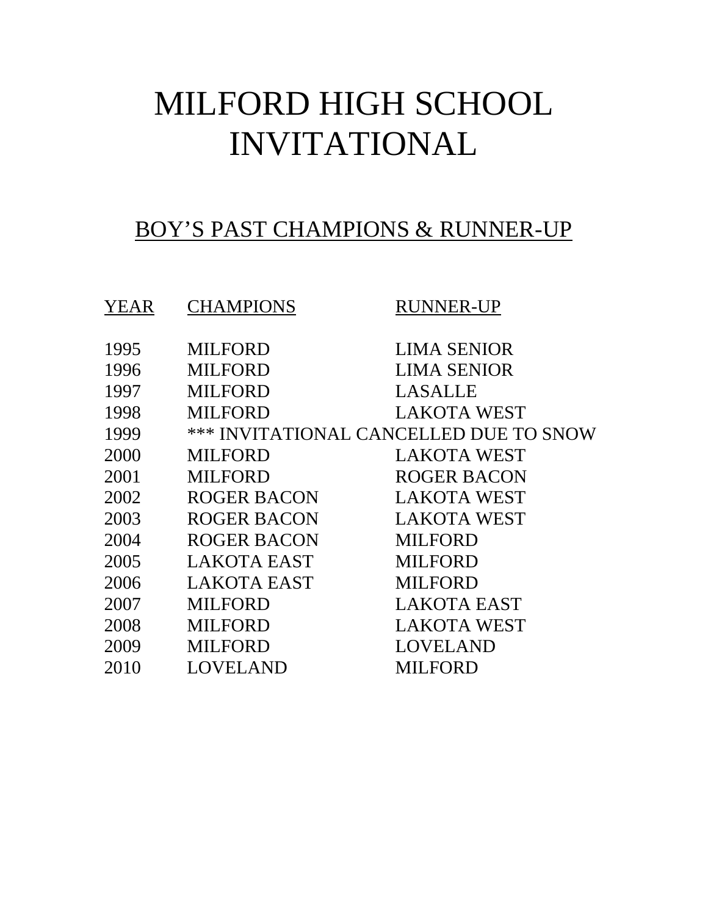# MILFORD HIGH SCHOOL INVITATIONAL

## BOY'S PAST CHAMPIONS & RUNNER-UP

| YEAR | CHAMPIONS | RUNNER-UP |
|---|---|---|
| 1995 | MILFORD | LIMA SENIOR |
| 1996 | MILFORD | LIMA SENIOR |
| 1997 | MILFORD | LASALLE |
| 1998 | MILFORD | LAKOTA WEST |
| 1999 | *** INVITATIONAL CANCELLED DUE TO SNOW | |
| 2000 | MILFORD | LAKOTA WEST |
| 2001 | MILFORD | ROGER BACON |
| 2002 | ROGER BACON | LAKOTA WEST |
| 2003 | ROGER BACON | LAKOTA WEST |
| 2004 | ROGER BACON | MILFORD |
| 2005 | LAKOTA EAST | MILFORD |
| 2006 | LAKOTA EAST | MILFORD |
| 2007 | MILFORD | LAKOTA EAST |
| 2008 | MILFORD | LAKOTA WEST |
| 2009 | MILFORD | LOVELAND |
| 2010 | LOVELAND | MILFORD |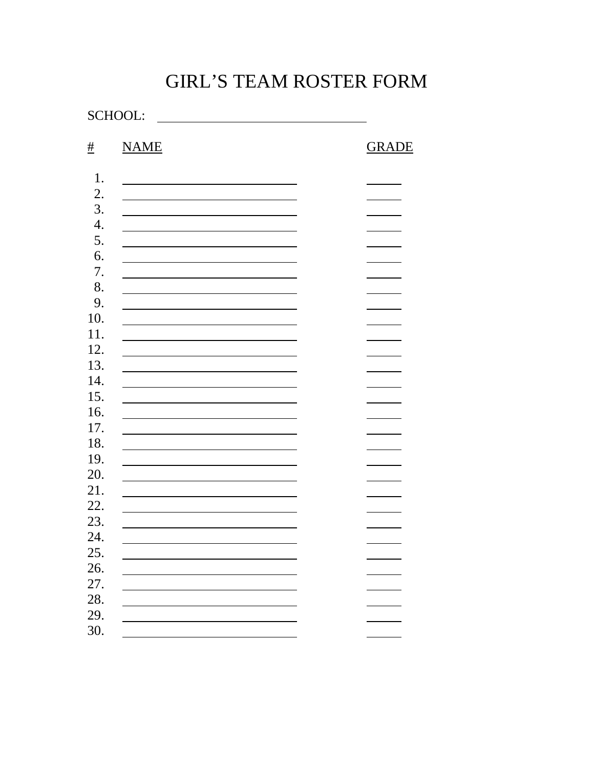# GIRL'S TEAM ROSTER FORM

SCHOOL: ______________________________

| # | NAME | GRADE |
|---|---|---|
| 1. | ______________________________ | ______ |
| 2. | ______________________________ | ______ |
| 3. | ______________________________ | ______ |
| 4. | ______________________________ | ______ |
| 5. | ______________________________ | ______ |
| 6. | ______________________________ | ______ |
| 7. | ______________________________ | ______ |
| 8. | ______________________________ | ______ |
| 9. | ______________________________ | ______ |
| 10. | ______________________________ | ______ |
| 11. | ______________________________ | ______ |
| 12. | ______________________________ | ______ |
| 13. | ______________________________ | ______ |
| 14. | ______________________________ | ______ |
| 15. | ______________________________ | ______ |
| 16. | ______________________________ | ______ |
| 17. | ______________________________ | ______ |
| 18. | ______________________________ | ______ |
| 19. | ______________________________ | ______ |
| 20. | ______________________________ | ______ |
| 21. | ______________________________ | ______ |
| 22. | ______________________________ | ______ |
| 23. | ______________________________ | ______ |
| 24. | ______________________________ | ______ |
| 25. | ______________________________ | ______ |
| 26. | ______________________________ | ______ |
| 27. | ______________________________ | ______ |
| 28. | ______________________________ | ______ |
| 29. | ______________________________ | ______ |
| 30. | ______________________________ | ______ |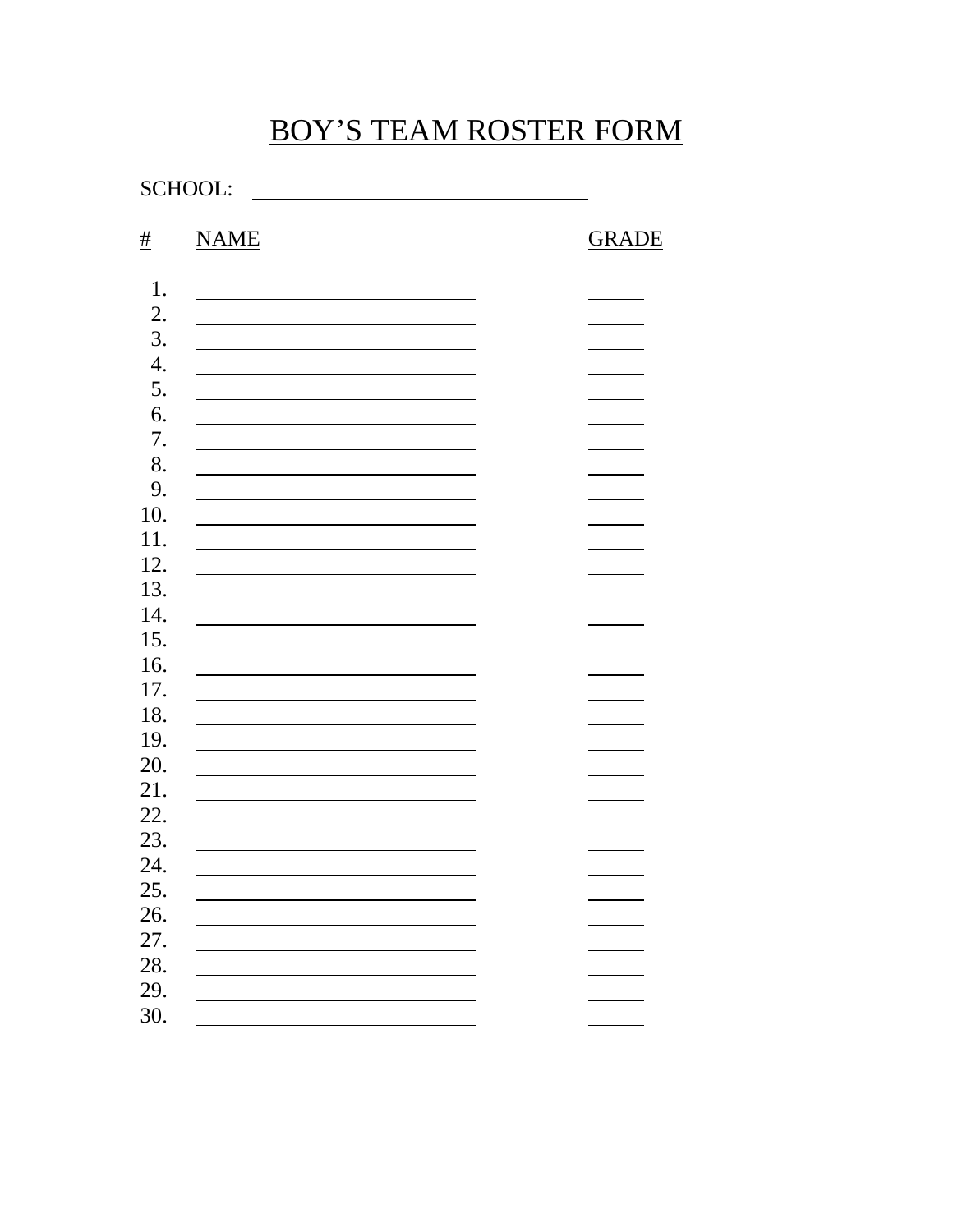# BOY'S TEAM ROSTER FORM

SCHOOL: ______________________________

| # | NAME | GRADE |
|---|---|---|
| 1. | ______________________________ | ______ |
| 2. | ______________________________ | ______ |
| 3. | ______________________________ | ______ |
| 4. | ______________________________ | ______ |
| 5. | ______________________________ | ______ |
| 6. | ______________________________ | ______ |
| 7. | ______________________________ | ______ |
| 8. | ______________________________ | ______ |
| 9. | ______________________________ | ______ |
| 10. | ______________________________ | ______ |
| 11. | ______________________________ | ______ |
| 12. | ______________________________ | ______ |
| 13. | ______________________________ | ______ |
| 14. | ______________________________ | ______ |
| 15. | ______________________________ | ______ |
| 16. | ______________________________ | ______ |
| 17. | ______________________________ | ______ |
| 18. | ______________________________ | ______ |
| 19. | ______________________________ | ______ |
| 20. | ______________________________ | ______ |
| 21. | ______________________________ | ______ |
| 22. | ______________________________ | ______ |
| 23. | ______________________________ | ______ |
| 24. | ______________________________ | ______ |
| 25. | ______________________________ | ______ |
| 26. | ______________________________ | ______ |
| 27. | ______________________________ | ______ |
| 28. | ______________________________ | ______ |
| 29. | ______________________________ | ______ |
| 30. | ______________________________ | ______ |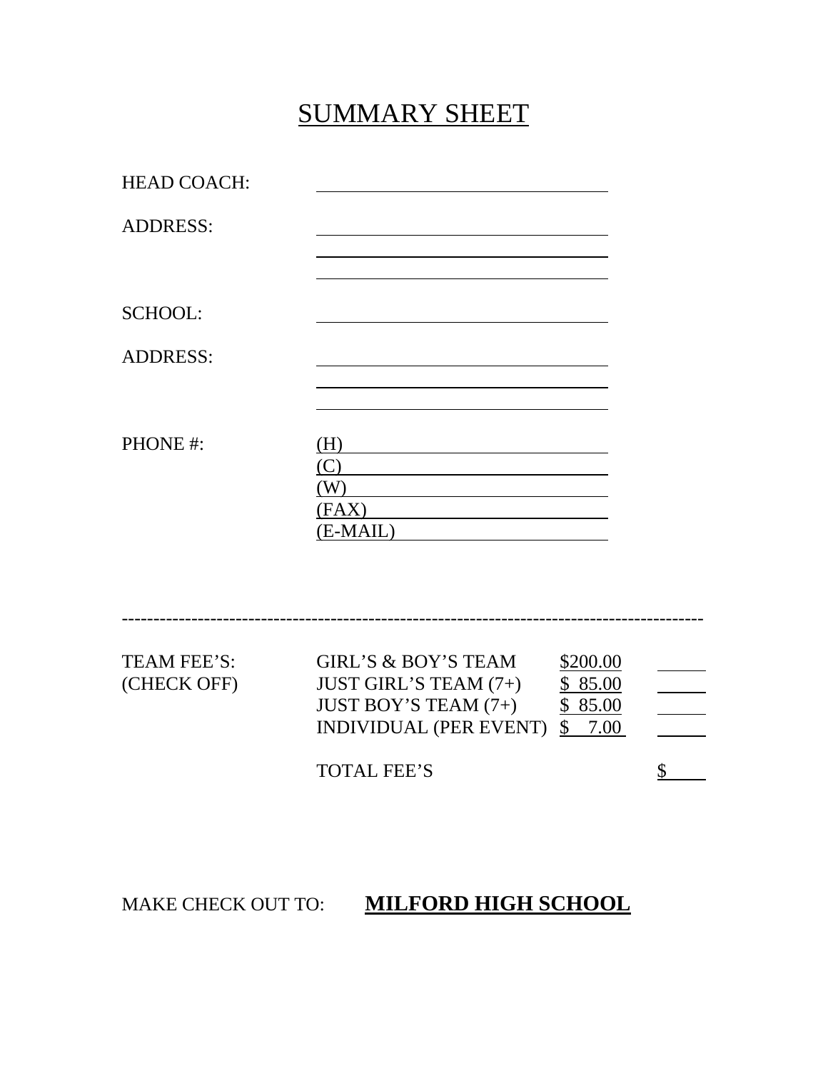# SUMMARY SHEET

HEAD COACH: ______________________________

ADDRESS: ______________________________

______________________________

______________________________

SCHOOL: ______________________________

ADDRESS: ______________________________

______________________________

______________________________

PHONE #: (H) ______________________________

(C) ______________________________

(W) ______________________________

(FAX) ______________________________

(E-MAIL) ______________________________

---

| TEAM FEE'S: (CHECK OFF) | | | |
|---|---|---|---|
| | GIRL'S & BOY'S TEAM | $200.00 | _____ |
| | JUST GIRL'S TEAM (7+) | $ 85.00 | _____ |
| | JUST BOY'S TEAM (7+) | $ 85.00 | _____ |
| | INDIVIDUAL (PER EVENT) | $ 7.00 | _____ |
| | TOTAL FEE'S | | $ _____ |

MAKE CHECK OUT TO: **MILFORD HIGH SCHOOL**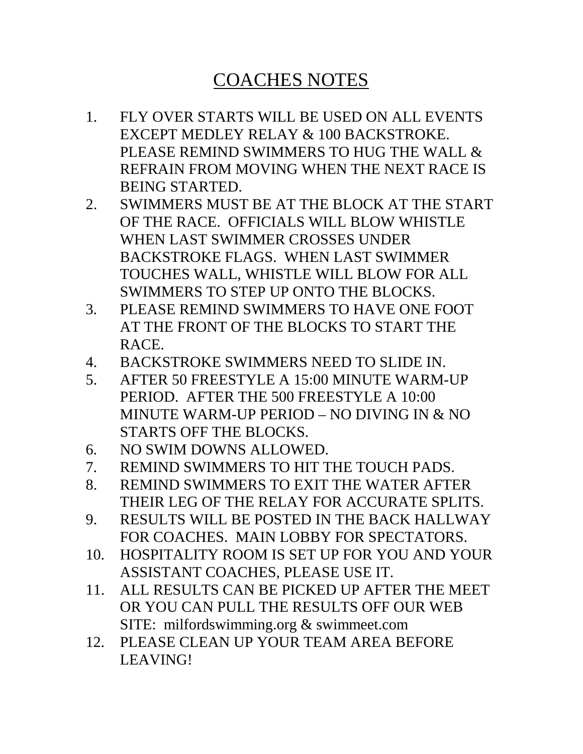# COACHES NOTES

1. FLY OVER STARTS WILL BE USED ON ALL EVENTS EXCEPT MEDLEY RELAY & 100 BACKSTROKE. PLEASE REMIND SWIMMERS TO HUG THE WALL & REFRAIN FROM MOVING WHEN THE NEXT RACE IS BEING STARTED.
2. SWIMMERS MUST BE AT THE BLOCK AT THE START OF THE RACE. OFFICIALS WILL BLOW WHISTLE WHEN LAST SWIMMER CROSSES UNDER BACKSTROKE FLAGS. WHEN LAST SWIMMER TOUCHES WALL, WHISTLE WILL BLOW FOR ALL SWIMMERS TO STEP UP ONTO THE BLOCKS.
3. PLEASE REMIND SWIMMERS TO HAVE ONE FOOT AT THE FRONT OF THE BLOCKS TO START THE RACE.
4. BACKSTROKE SWIMMERS NEED TO SLIDE IN.
5. AFTER 50 FREESTYLE A 15:00 MINUTE WARM-UP PERIOD. AFTER THE 500 FREESTYLE A 10:00 MINUTE WARM-UP PERIOD – NO DIVING IN & NO STARTS OFF THE BLOCKS.
6. NO SWIM DOWNS ALLOWED.
7. REMIND SWIMMERS TO HIT THE TOUCH PADS.
8. REMIND SWIMMERS TO EXIT THE WATER AFTER THEIR LEG OF THE RELAY FOR ACCURATE SPLITS.
9. RESULTS WILL BE POSTED IN THE BACK HALLWAY FOR COACHES. MAIN LOBBY FOR SPECTATORS.
10. HOSPITALITY ROOM IS SET UP FOR YOU AND YOUR ASSISTANT COACHES, PLEASE USE IT.
11. ALL RESULTS CAN BE PICKED UP AFTER THE MEET OR YOU CAN PULL THE RESULTS OFF OUR WEB SITE: milfordswimming.org & swimmeet.com
12. PLEASE CLEAN UP YOUR TEAM AREA BEFORE LEAVING!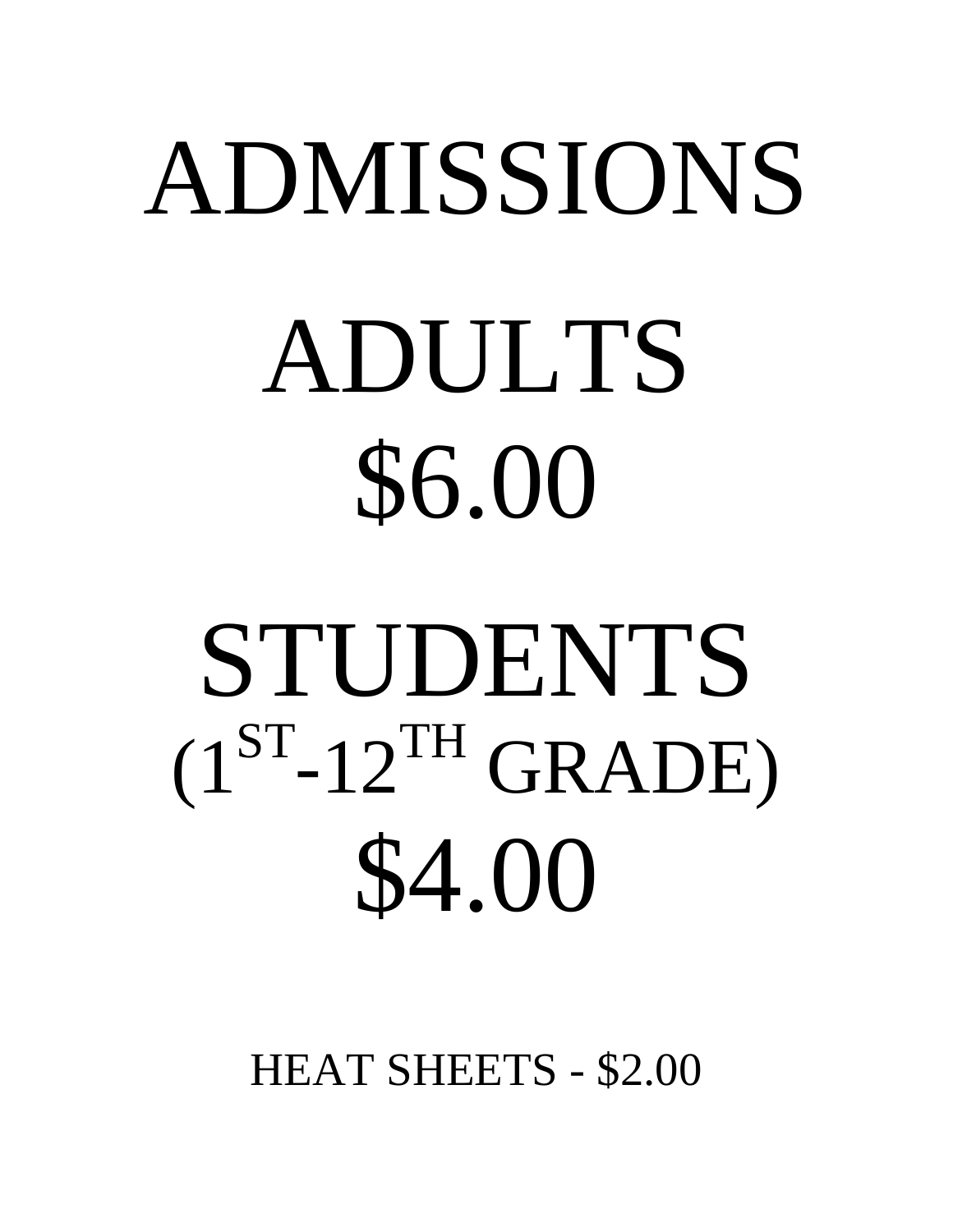# ADMISSIONS

## ADULTS

## $6.00

## STUDENTS

## (1ST-12TH GRADE)

## $4.00

HEAT SHEETS - $2.00